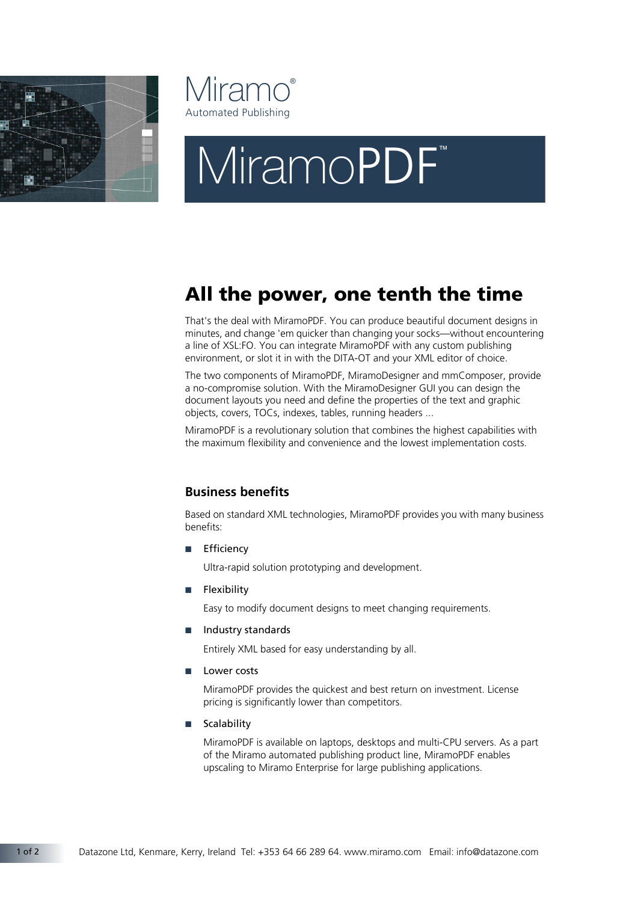Miramo®

Automated Publishing

# MiramoPDF™

## All the power, one tenth the time

That's the deal with MiramoPDF. You can produce beautiful document designs in minutes, and change 'em quicker than changing your socks—without encountering a line of XSL:FO. You can integrate MiramoPDF with any custom publishing environment, or slot it in with the DITA-OT and your XML editor of choice.

The two components of MiramoPDF, MiramoDesigner and mmComposer, provide a no-compromise solution. With the MiramoDesigner GUI you can design the document layouts you need and define the properties of the text and graphic objects, covers, TOCs, indexes, tables, running headers ...

MiramoPDF is a revolutionary solution that combines the highest capabilities with the maximum flexibility and convenience and the lowest implementation costs.

### Business benefits

Based on standard XML technologies, MiramoPDF provides you with many business benefits:

- Efficiency

  Ultra-rapid solution prototyping and development.

- Flexibility

  Easy to modify document designs to meet changing requirements.

- Industry standards

  Entirely XML based for easy understanding by all.

- Lower costs

  MiramoPDF provides the quickest and best return on investment. License pricing is significantly lower than competitors.

- Scalability

  MiramoPDF is available on laptops, desktops and multi-CPU servers. As a part of the Miramo automated publishing product line, MiramoPDF enables upscaling to Miramo Enterprise for large publishing applications.

Datazone Ltd, Kenmare, Kerry, Ireland Tel: +353 64 66 289 64. www.miramo.com Email: info@datazone.com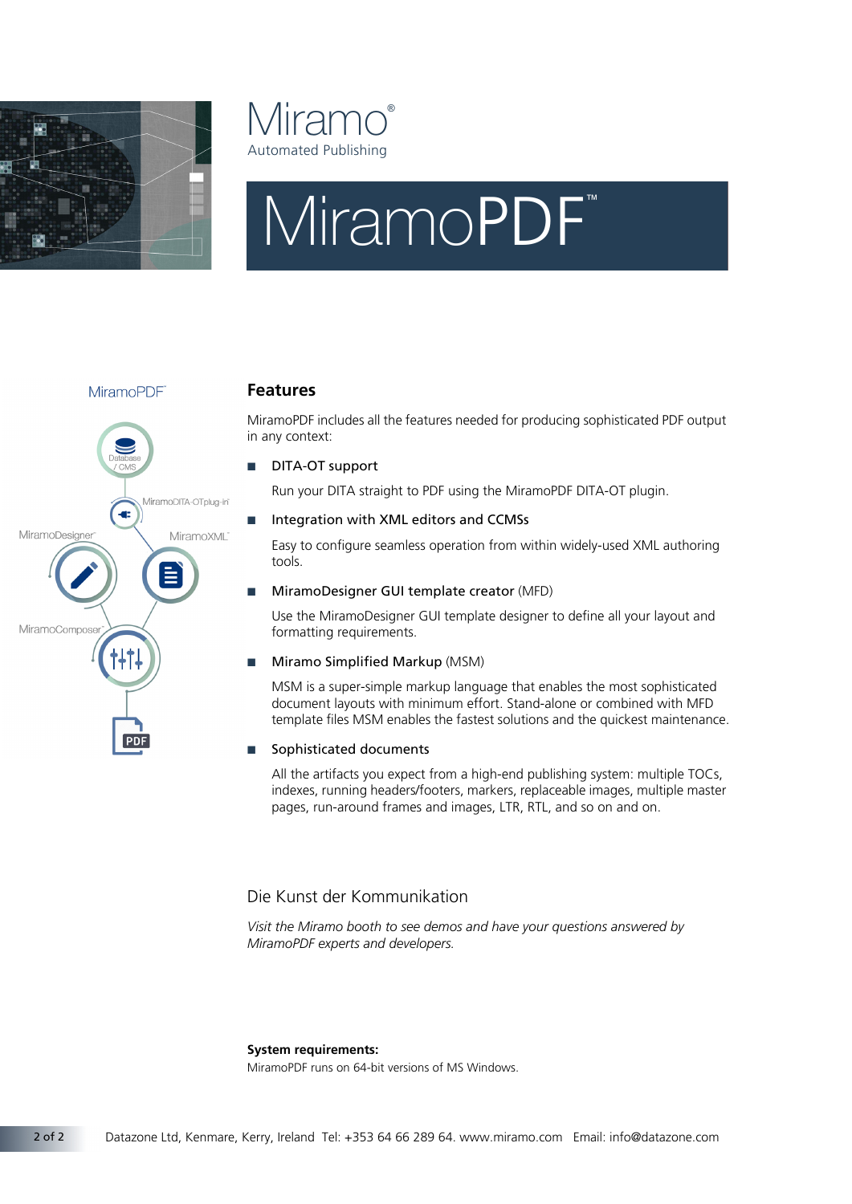Miramo®

Automated Publishing

# MiramoPDF™

MiramoPDF™

Database / CMS

MiramoDITA-OTplug-in™

MiramoDesigner™

MiramoXML™

MiramoComposer™

PDF

## Features

MiramoPDF includes all the features needed for producing sophisticated PDF output in any context:

- DITA-OT support

  Run your DITA straight to PDF using the MiramoPDF DITA-OT plugin.

- Integration with XML editors and CCMSs

  Easy to configure seamless operation from within widely-used XML authoring tools.

- MiramoDesigner GUI template creator (MFD)

  Use the MiramoDesigner GUI template designer to define all your layout and formatting requirements.

- Miramo Simplified Markup (MSM)

  MSM is a super-simple markup language that enables the most sophisticated document layouts with minimum effort. Stand-alone or combined with MFD template files MSM enables the fastest solutions and the quickest maintenance.

- Sophisticated documents

  All the artifacts you expect from a high-end publishing system: multiple TOCs, indexes, running headers/footers, markers, replaceable images, multiple master pages, run-around frames and images, LTR, RTL, and so on and on.

## Die Kunst der Kommunikation

*Visit the Miramo booth to see demos and have your questions answered by MiramoPDF experts and developers.*

**System requirements:**

MiramoPDF runs on 64-bit versions of MS Windows.

Datazone Ltd, Kenmare, Kerry, Ireland Tel: +353 64 66 289 64. www.miramo.com Email: info@datazone.com